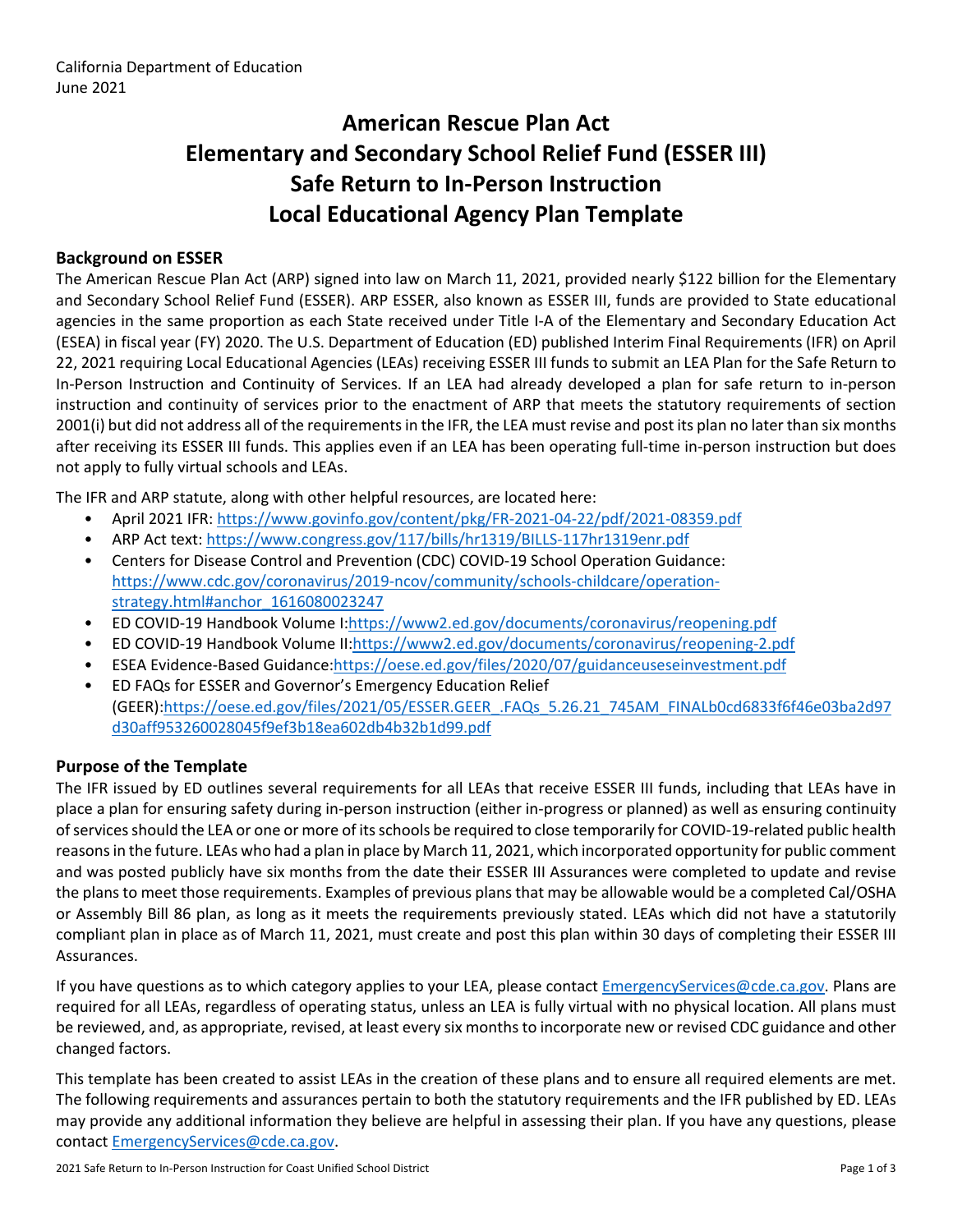California Department of Education
June 2021

# American Rescue Plan Act
# Elementary and Secondary School Relief Fund (ESSER III)
# Safe Return to In-Person Instruction
# Local Educational Agency Plan Template

## Background on ESSER

The American Rescue Plan Act (ARP) signed into law on March 11, 2021, provided nearly $122 billion for the Elementary and Secondary School Relief Fund (ESSER). ARP ESSER, also known as ESSER III, funds are provided to State educational agencies in the same proportion as each State received under Title I-A of the Elementary and Secondary Education Act (ESEA) in fiscal year (FY) 2020. The U.S. Department of Education (ED) published Interim Final Requirements (IFR) on April 22, 2021 requiring Local Educational Agencies (LEAs) receiving ESSER III funds to submit an LEA Plan for the Safe Return to In-Person Instruction and Continuity of Services. If an LEA had already developed a plan for safe return to in-person instruction and continuity of services prior to the enactment of ARP that meets the statutory requirements of section 2001(i) but did not address all of the requirements in the IFR, the LEA must revise and post its plan no later than six months after receiving its ESSER III funds. This applies even if an LEA has been operating full-time in-person instruction but does not apply to fully virtual schools and LEAs.

The IFR and ARP statute, along with other helpful resources, are located here:

- April 2021 IFR: https://www.govinfo.gov/content/pkg/FR-2021-04-22/pdf/2021-08359.pdf
- ARP Act text: https://www.congress.gov/117/bills/hr1319/BILLS-117hr1319enr.pdf
- Centers for Disease Control and Prevention (CDC) COVID-19 School Operation Guidance: https://www.cdc.gov/coronavirus/2019-ncov/community/schools-childcare/operation-strategy.html#anchor_1616080023247
- ED COVID-19 Handbook Volume I:https://www2.ed.gov/documents/coronavirus/reopening.pdf
- ED COVID-19 Handbook Volume II:https://www2.ed.gov/documents/coronavirus/reopening-2.pdf
- ESEA Evidence-Based Guidance:https://oese.ed.gov/files/2020/07/guidanceuseseinvestment.pdf
- ED FAQs for ESSER and Governor's Emergency Education Relief (GEER):https://oese.ed.gov/files/2021/05/ESSER.GEER_.FAQs_5.26.21_745AM_FINALb0cd6833f6f46e03ba2d97d30aff953260028045f9ef3b18ea602db4b32b1d99.pdf

## Purpose of the Template

The IFR issued by ED outlines several requirements for all LEAs that receive ESSER III funds, including that LEAs have in place a plan for ensuring safety during in-person instruction (either in-progress or planned) as well as ensuring continuity of services should the LEA or one or more of its schools be required to close temporarily for COVID-19-related public health reasons in the future. LEAs who had a plan in place by March 11, 2021, which incorporated opportunity for public comment and was posted publicly have six months from the date their ESSER III Assurances were completed to update and revise the plans to meet those requirements. Examples of previous plans that may be allowable would be a completed Cal/OSHA or Assembly Bill 86 plan, as long as it meets the requirements previously stated. LEAs which did not have a statutorily compliant plan in place as of March 11, 2021, must create and post this plan within 30 days of completing their ESSER III Assurances.

If you have questions as to which category applies to your LEA, please contact EmergencyServices@cde.ca.gov. Plans are required for all LEAs, regardless of operating status, unless an LEA is fully virtual with no physical location. All plans must be reviewed, and, as appropriate, revised, at least every six months to incorporate new or revised CDC guidance and other changed factors.

This template has been created to assist LEAs in the creation of these plans and to ensure all required elements are met. The following requirements and assurances pertain to both the statutory requirements and the IFR published by ED. LEAs may provide any additional information they believe are helpful in assessing their plan. If you have any questions, please contact EmergencyServices@cde.ca.gov.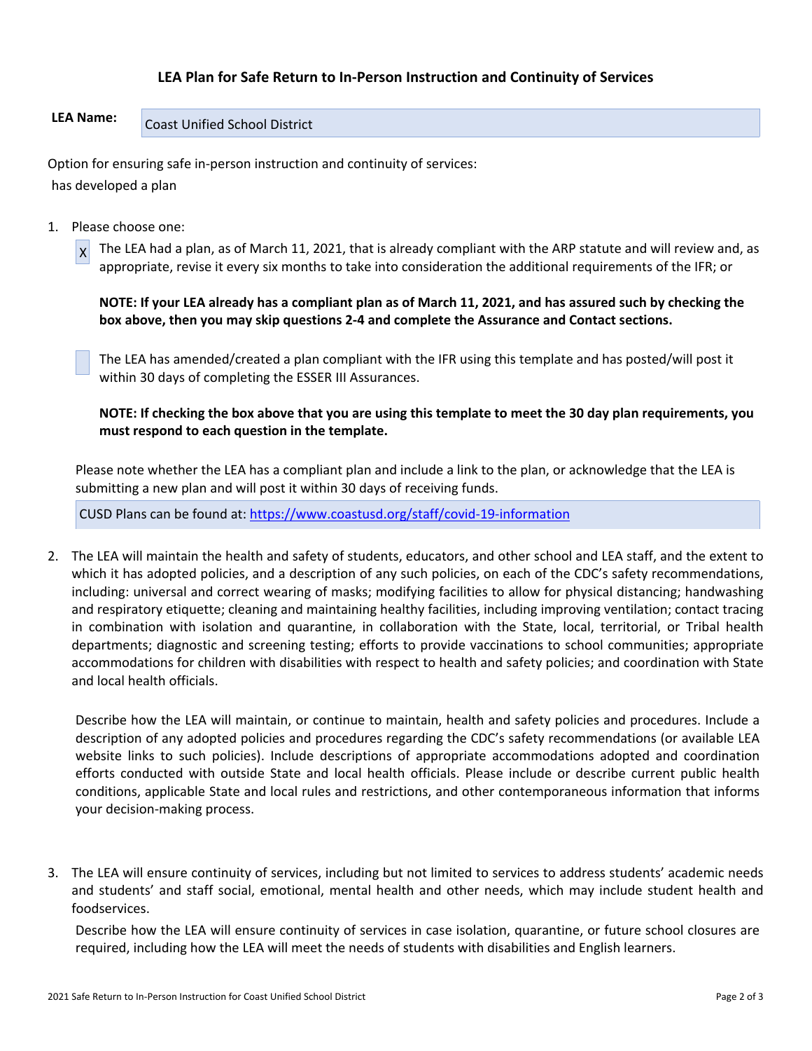## LEA Plan for Safe Return to In-Person Instruction and Continuity of Services

**LEA Name:** Coast Unified School District

Option for ensuring safe in-person instruction and continuity of services:

has developed a plan

1. Please choose one:

   [X] The LEA had a plan, as of March 11, 2021, that is already compliant with the ARP statute and will review and, as appropriate, revise it every six months to take into consideration the additional requirements of the IFR; or

   **NOTE: If your LEA already has a compliant plan as of March 11, 2021, and has assured such by checking the box above, then you may skip questions 2-4 and complete the Assurance and Contact sections.**

   [ ] The LEA has amended/created a plan compliant with the IFR using this template and has posted/will post it within 30 days of completing the ESSER III Assurances.

   **NOTE: If checking the box above that you are using this template to meet the 30 day plan requirements, you must respond to each question in the template.**

   Please note whether the LEA has a compliant plan and include a link to the plan, or acknowledge that the LEA is submitting a new plan and will post it within 30 days of receiving funds.

   CUSD Plans can be found at: [https://www.coastusd.org/staff/covid-19-information](https://www.coastusd.org/staff/covid-19-information)

2. The LEA will maintain the health and safety of students, educators, and other school and LEA staff, and the extent to which it has adopted policies, and a description of any such policies, on each of the CDC's safety recommendations, including: universal and correct wearing of masks; modifying facilities to allow for physical distancing; handwashing and respiratory etiquette; cleaning and maintaining healthy facilities, including improving ventilation; contact tracing in combination with isolation and quarantine, in collaboration with the State, local, territorial, or Tribal health departments; diagnostic and screening testing; efforts to provide vaccinations to school communities; appropriate accommodations for children with disabilities with respect to health and safety policies; and coordination with State and local health officials.

   Describe how the LEA will maintain, or continue to maintain, health and safety policies and procedures. Include a description of any adopted policies and procedures regarding the CDC's safety recommendations (or available LEA website links to such policies). Include descriptions of appropriate accommodations adopted and coordination efforts conducted with outside State and local health officials. Please include or describe current public health conditions, applicable State and local rules and restrictions, and other contemporaneous information that informs your decision-making process.

3. The LEA will ensure continuity of services, including but not limited to services to address students' academic needs and students' and staff social, emotional, mental health and other needs, which may include student health and foodservices.

   Describe how the LEA will ensure continuity of services in case isolation, quarantine, or future school closures are required, including how the LEA will meet the needs of students with disabilities and English learners.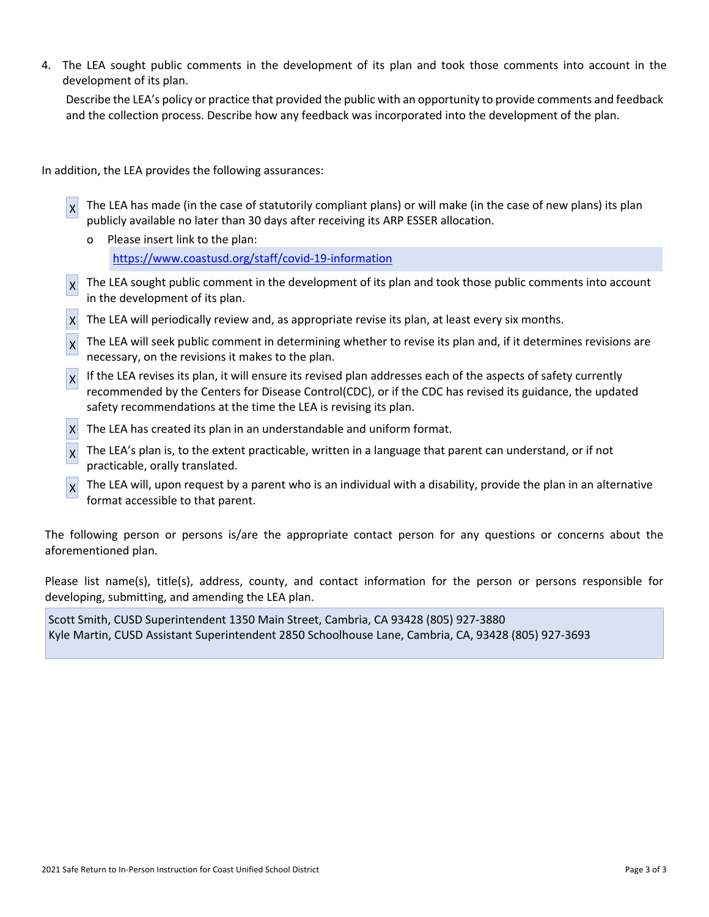4. The LEA sought public comments in the development of its plan and took those comments into account in the development of its plan.

   Describe the LEA's policy or practice that provided the public with an opportunity to provide comments and feedback and the collection process. Describe how any feedback was incorporated into the development of the plan.

In addition, the LEA provides the following assurances:

- X The LEA has made (in the case of statutorily compliant plans) or will make (in the case of new plans) its plan publicly available no later than 30 days after receiving its ARP ESSER allocation.
  - o Please insert link to the plan:

    https://www.coastusd.org/staff/covid-19-information
- X The LEA sought public comment in the development of its plan and took those public comments into account in the development of its plan.
- X The LEA will periodically review and, as appropriate revise its plan, at least every six months.
- X The LEA will seek public comment in determining whether to revise its plan and, if it determines revisions are necessary, on the revisions it makes to the plan.
- X If the LEA revises its plan, it will ensure its revised plan addresses each of the aspects of safety currently recommended by the Centers for Disease Control(CDC), or if the CDC has revised its guidance, the updated safety recommendations at the time the LEA is revising its plan.
- X The LEA has created its plan in an understandable and uniform format.
- X The LEA's plan is, to the extent practicable, written in a language that parent can understand, or if not practicable, orally translated.
- X The LEA will, upon request by a parent who is an individual with a disability, provide the plan in an alternative format accessible to that parent.

The following person or persons is/are the appropriate contact person for any questions or concerns about the aforementioned plan.

Please list name(s), title(s), address, county, and contact information for the person or persons responsible for developing, submitting, and amending the LEA plan.

Scott Smith, CUSD Superintendent 1350 Main Street, Cambria, CA 93428 (805) 927-3880
Kyle Martin, CUSD Assistant Superintendent 2850 Schoolhouse Lane, Cambria, CA, 93428 (805) 927-3693